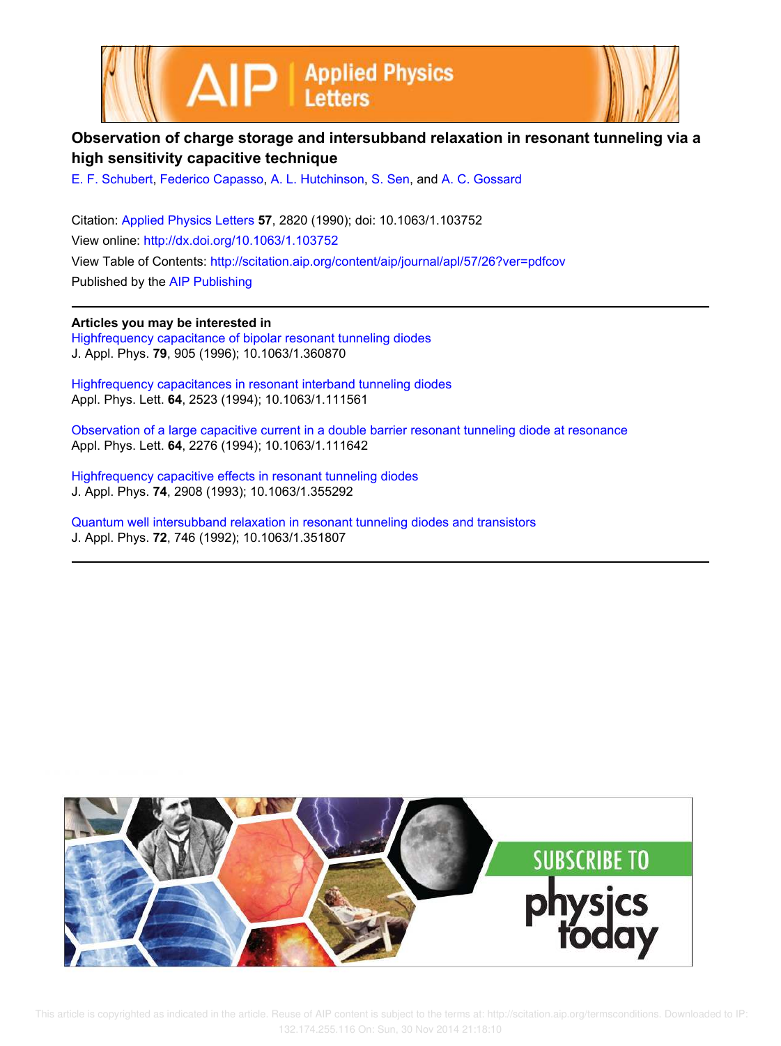# Observation of charge storage and intersubband relaxation in resonant tunneling via a high sensitivity capacitive technique

E. F. Schubert, Federico Capasso, A. L. Hutchinson, S. Sen, and A. C. Gossard

Citation: Applied Physics Letters **57**, 2820 (1990); doi: 10.1063/1.103752

View online: http://dx.doi.org/10.1063/1.103752

View Table of Contents: http://scitation.aip.org/content/aip/journal/apl/57/26?ver=pdfcov

Published by the AIP Publishing

---

**Articles you may be interested in**

Highfrequency capacitance of bipolar resonant tunneling diodes
J. Appl. Phys. **79**, 905 (1996); 10.1063/1.360870

Highfrequency capacitances in resonant interband tunneling diodes
Appl. Phys. Lett. **64**, 2523 (1994); 10.1063/1.111561

Observation of a large capacitive current in a double barrier resonant tunneling diode at resonance
Appl. Phys. Lett. **64**, 2276 (1994); 10.1063/1.111642

Highfrequency capacitive effects in resonant tunneling diodes
J. Appl. Phys. **74**, 2908 (1993); 10.1063/1.355292

Quantum well intersubband relaxation in resonant tunneling diodes and transistors
J. Appl. Phys. **72**, 746 (1992); 10.1063/1.351807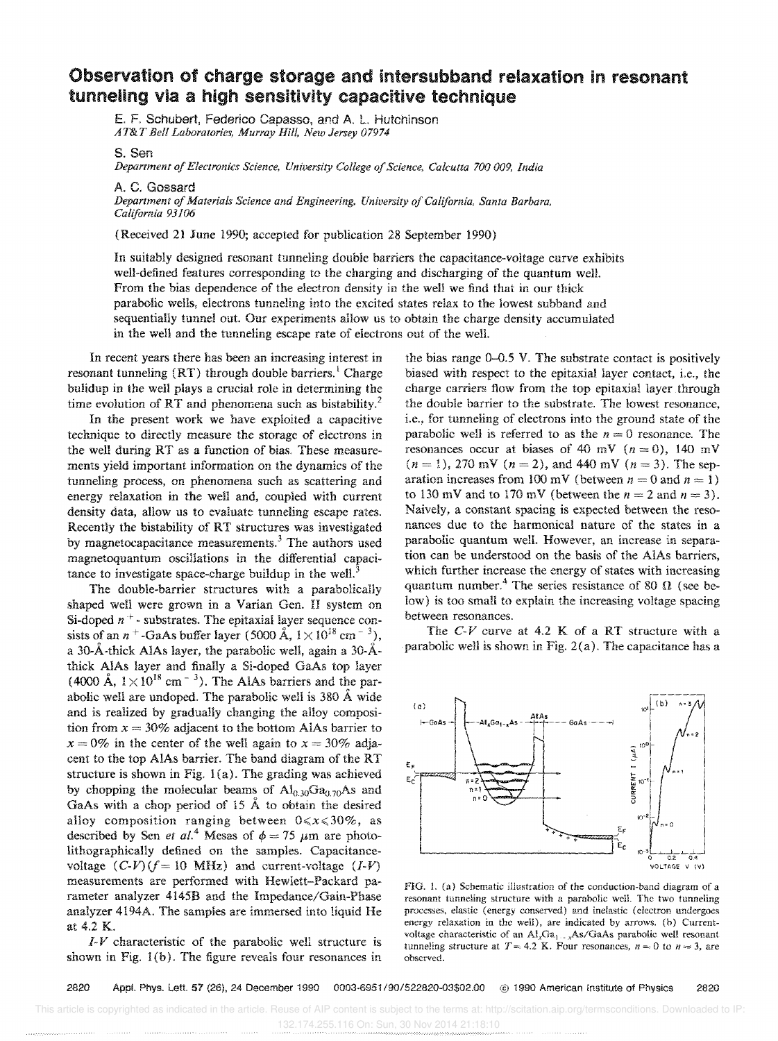# Observation of charge storage and intersubband relaxation in resonant tunneling via a high sensitivity capacitive technique

E. F. Schubert, Federico Capasso, and A. L. Hutchinson
*AT&T Bell Laboratories, Murray Hill, New Jersey 07974*

S. Sen
*Department of Electronics Science, University College of Science, Calcutta 700 009, India*

A. C. Gossard
*Department of Materials Science and Engineering, University of California, Santa Barbara, California 93106*

(Received 21 June 1990; accepted for publication 28 September 1990)

In suitably designed resonant tunneling double barriers the capacitance-voltage curve exhibits well-defined features corresponding to the charging and discharging of the quantum well. From the bias dependence of the electron density in the well we find that in our thick parabolic wells, electrons tunneling into the excited states relax to the lowest subband and sequentially tunnel out. Our experiments allow us to obtain the charge density accumulated in the well and the tunneling escape rate of electrons out of the well.

In recent years there has been an increasing interest in resonant tunneling (RT) through double barriers.[1] Charge buildup in the well plays a crucial role in determining the time evolution of RT and phenomena such as bistability.[2]

In the present work we have exploited a capacitive technique to directly measure the storage of electrons in the well during RT as a function of bias. These measurements yield important information on the dynamics of the tunneling process, on phenomena such as scattering and energy relaxation in the well and, coupled with current density data, allow us to evaluate tunneling escape rates. Recently the bistability of RT structures was investigated by magnetocapacitance measurements.[3] The authors used magnetoquantum oscillations in the differential capacitance to investigate space-charge buildup in the well.[3]

The double-barrier structures with a parabolically shaped well were grown in a Varian Gen. II system on Si-doped $n^+$-substrates. The epitaxial layer sequence consists of an $n^+$-GaAs buffer layer (5000 Å, $1\times10^{18}$ cm$^{-3}$), a 30-Å-thick AlAs layer, the parabolic well, again a 30-Å-thick AlAs layer and finally a Si-doped GaAs top layer (4000 Å, $1\times10^{18}$ cm$^{-3}$). The AlAs barriers and the parabolic well are undoped. The parabolic well is 380 Å wide and is realized by gradually changing the alloy composition from $x = 30\%$ adjacent to the bottom AlAs barrier to $x = 0\%$ in the center of the well again to $x = 30\%$ adjacent to the top AlAs barrier. The band diagram of the RT structure is shown in Fig. 1(a). The grading was achieved by chopping the molecular beams of $Al_{0.30}Ga_{0.70}As$ and GaAs with a chop period of 15 Å to obtain the desired alloy composition ranging between $0 \leqslant x \leqslant 30\%$, as described by Sen *et al.*[4] Mesas of $\phi = 75$ μm are photolithographically defined on the samples. Capacitance-voltage (*C-V*) ($f = 10$ MHz) and current-voltage (*I-V*) measurements are performed with Hewlett-Packard parameter analyzer 4145B and the Impedance/Gain-Phase analyzer 4194A. The samples are immersed into liquid He at 4.2 K.

*I-V* characteristic of the parabolic well structure is shown in Fig. 1(b). The figure reveals four resonances in the bias range 0–0.5 V. The substrate contact is positively biased with respect to the epitaxial layer contact, i.e., the charge carriers flow from the top epitaxial layer through the double barrier to the substrate. The lowest resonance, i.e., for tunneling of electrons into the ground state of the parabolic well is referred to as the $n = 0$ resonance. The resonances occur at biases of 40 mV ($n = 0$), 140 mV ($n = 1$), 270 mV ($n = 2$), and 440 mV ($n = 3$). The separation increases from 100 mV (between $n = 0$ and $n = 1$) to 130 mV and to 170 mV (between the $n = 2$ and $n = 3$). Naively, a constant spacing is expected between the resonances due to the harmonical nature of the states in a parabolic quantum well. However, an increase in separation can be understood on the basis of the AlAs barriers, which further increase the energy of states with increasing quantum number.[4] The series resistance of 80 Ω (see below) is too small to explain the increasing voltage spacing between resonances.

The *C-V* curve at 4.2 K of a RT structure with a parabolic well is shown in Fig. 2(a). The capacitance has a

FIG. 1. (a) Schematic illustration of the conduction-band diagram of a resonant tunneling structure with a parabolic well. The two tunneling processes, elastic (energy conserved) and inelastic (electron undergoes energy relaxation in the well), are indicated by arrows. (b) Current-voltage characteristic of an $Al_xGa_{1-x}As$/GaAs parabolic well resonant tunneling structure at $T = 4.2$ K. Four resonances, $n = 0$ to $n = 3$, are observed.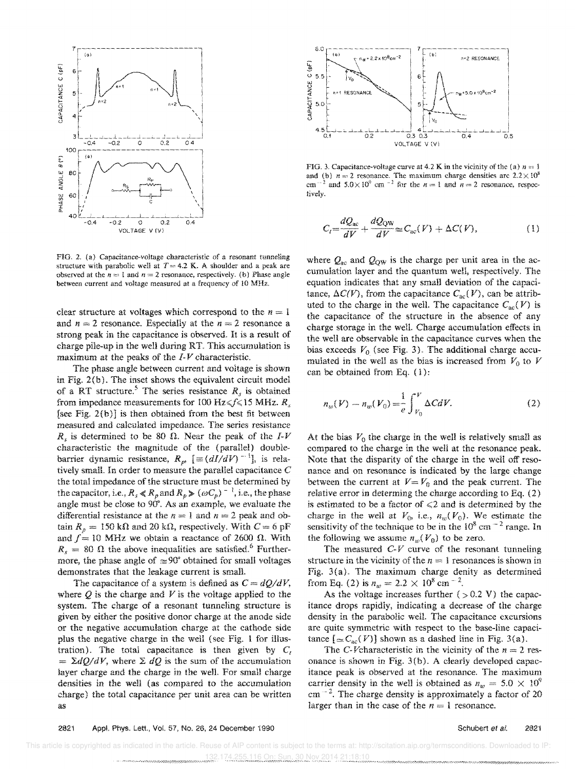FIG. 2. (a) Capacitance-voltage characteristic of a resonant tunneling structure with parabolic well at $T = 4.2$ K. A shoulder and a peak are observed at the $n = 1$ and $n = 2$ resonance, respectively. (b) Phase angle between current and voltage measured at a frequency of 10 MHz.

clear structure at voltages which correspond to the $n = 1$ and $n = 2$ resonance. Especially at the $n = 2$ resonance a strong peak in the capacitance is observed. It is a result of charge pile-up in the well during RT. This accumulation is maximum at the peaks of the *I-V* characteristic.

The phase angle between current and voltage is shown in Fig. 2(b). The inset shows the equivalent circuit model of a RT structure.[5] The series resistance $R_s$ is obtained from impedance measurements for 100 Hz$\leqslant f \leqslant$15 MHz. $R_s$ [see Fig. 2(b)] is then obtained from the best fit between measured and calculated impedance. The series resistance $R_s$ is determined to be 80 Ω. Near the peak of the *I-V* characteristic the magnitude of the (parallel) double-barrier dynamic resistance, $R_p$, $[\equiv (dI/dV)^{-1}]$, is relatively small. In order to measure the parallel capacitance $C$ the total impedance of the structure must be determined by the capacitor, i.e., $R_s \ll R_p$ and $R_p \gg (\omega C_p)^{-1}$, i.e., the phase angle must be close to 90°. As an example, we evaluate the differential resistance at the $n = 1$ and $n = 2$ peak and obtain $R_p = 150$ kΩ and 20 kΩ, respectively. With $C = 6$ pF and $f = 10$ MHz we obtain a reactance of 2600 Ω. With $R_s = 80$ Ω the above inequalities are satisfied.[6] Furthermore, the phase angle of $\simeq 90°$ obtained for small voltages demonstrates that the leakage current is small.

The capacitance of a system is defined as $C = dQ/dV$, where $Q$ is the charge and $V$ is the voltage applied to the system. The charge of a resonant tunneling structure is given by either the positive donor charge at the anode side or the negative accumulation charge at the cathode side plus the negative charge in the well (see Fig. 1 for illustration). The total capacitance is then given by $C_t = \Sigma dQ/dV$, where $\Sigma\, dQ$ is the sum of the accumulation layer charge and the charge in the well. For small charge densities in the well (as compared to the accumulation charge) the total capacitance per unit area can be written as

FIG. 3. Capacitance-voltage curve at 4.2 K in the vicinity of the (a) $n = 1$ and (b) $n = 2$ resonance. The maximum charge densities are $2.2 \times 10^8$ cm$^{-2}$ and $5.0 \times 10^9$ cm$^{-2}$ for the $n = 1$ and $n = 2$ resonance, respectively.

$$C_t = \frac{dQ_{ac}}{dV} + \frac{dQ_{QW}}{dV} \cong C_{ac}(V) + \Delta C(V), \tag{1}$$

where $Q_{ac}$ and $Q_{QW}$ is the charge per unit area in the accumulation layer and the quantum well, respectively. The equation indicates that any small deviation of the capacitance, $\Delta C(V)$, from the capacitance $C_{ac}(V)$, can be attributed to the charge in the well. The capacitance $C_{ac}(V)$ is the capacitance of the structure in the absence of any charge storage in the well. Charge accumulation effects in the well are observable in the capacitance curves when the bias exceeds $V_0$ (see Fig. 3). The additional charge accumulated in the well as the bias is increased from $V_0$ to $V$ can be obtained from Eq. (1):

$$n_w(V) - n_w(V_0) = \frac{1}{e}\int_{V_0}^{V} \Delta C dV. \tag{2}$$

At the bias $V_0$ the charge in the well is relatively small as compared to the charge in the well at the resonance peak. Note that the disparity of the charge in the well off resonance and on resonance is indicated by the large change between the current at $V = V_0$ and the peak current. The relative error in determing the charge according to Eq. (2) is estimated to be a factor of $\leqslant 2$ and is determined by the charge in the well at $V_0$, i.e., $n_w(V_0)$. We estimate the sensitivity of the technique to be in the $10^8$ cm$^{-2}$ range. In the following we assume $n_w(V_0)$ to be zero.

The measured *C-V* curve of the resonant tunneling structure in the vicinity of the $n = 1$ resonances is shown in Fig. 3(a). The maximum charge denity as determined from Eq. (2) is $n_w = 2.2 \times 10^8$ cm$^{-2}$.

As the voltage increases further ($>0.2$ V) the capacitance drops rapidly, indicating a decrease of the charge density in the parabolic well. The capacitance excursions are quite symmetric with respect to the base-line capacitance $[\simeq C_{ac}(V)]$ shown as a dashed line in Fig. 3(a).

The *C-V* characteristic in the vicinity of the $n = 2$ resonance is shown in Fig. 3(b). A clearly developed capacitance peak is observed at the resonance. The maximum carrier density in the well is obtained as $n_w = 5.0 \times 10^9$ cm$^{-2}$. The charge density is approximately a factor of 20 larger than in the case of the $n = 1$ resonance.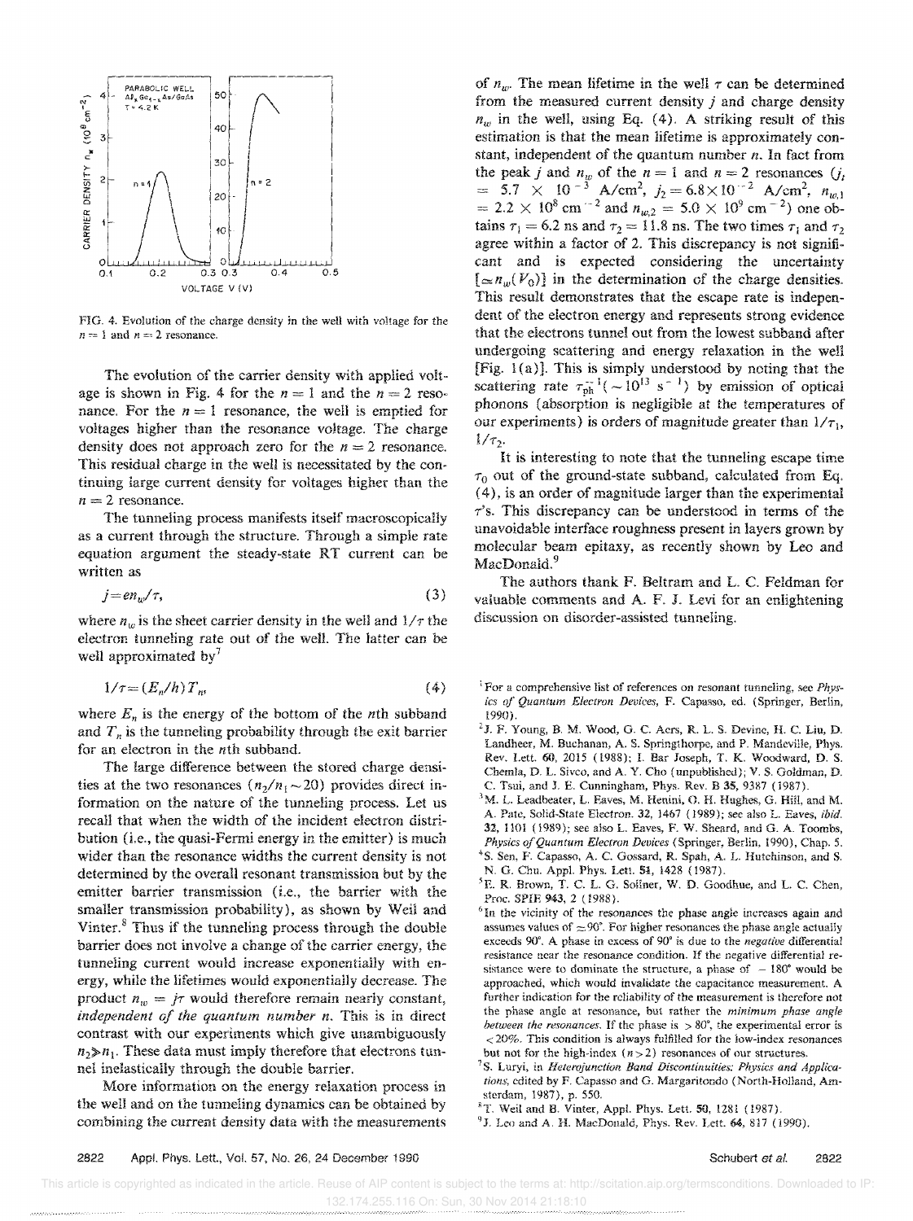PARABOLIC WELL
$Al_xGa_{1-x}As/GaAs$
T = 4.2 K

CARRIER DENSITY $n_w$ ($10^8$ cm$^{-2}$)

n = 1

n = 2

VOLTAGE V (V)

FIG. 4. Evolution of the charge density in the well with voltage for the $n = 1$ and $n = 2$ resonance.

The evolution of the carrier density with applied voltage is shown in Fig. 4 for the $n = 1$ and the $n = 2$ resonance. For the $n = 1$ resonance, the well is emptied for voltages higher than the resonance voltage. The charge density does not approach zero for the $n = 2$ resonance. This residual charge in the well is necessitated by the continuing large current density for voltages higher than the $n = 2$ resonance.

The tunneling process manifests itself macroscopically as a current through the structure. Through a simple rate equation argument the steady-state RT current can be written as

$$j = en_w/\tau, \tag{3}$$

where $n_w$ is the sheet carrier density in the well and $1/\tau$ the electron tunneling rate out of the well. The latter can be well approximated by[7]

$$1/\tau = (E_n/h)T_n, \tag{4}$$

where $E_n$ is the energy of the bottom of the $n$th subband and $T_n$ is the tunneling probability through the exit barrier for an electron in the $n$th subband.

The large difference between the stored charge densities at the two resonances ($n_2/n_1 \sim 20$) provides direct information on the nature of the tunneling process. Let us recall that when the width of the incident electron distribution (i.e., the quasi-Fermi energy in the emitter) is much wider than the resonance widths the current density is not determined by the overall resonant transmission but by the emitter barrier transmission (i.e., the barrier with the smaller transmission probability), as shown by Weil and Vinter.[8] Thus if the tunneling process through the double barrier does not involve a change of the carrier energy, the tunneling current would increase exponentially with energy, while the lifetimes would exponentially decrease. The product $n_w = j\tau$ would therefore remain nearly constant, *independent of the quantum number n*. This is in direct contrast with our experiments which give unambiguously $n_2 \gg n_1$. These data must imply therefore that electrons tunnel inelastically through the double barrier.

More information on the energy relaxation process in the well and on the tunneling dynamics can be obtained by combining the current density data with the measurements of $n_w$. The mean lifetime in the well $\tau$ can be determined from the measured current density $j$ and charge density $n_w$ in the well, using Eq. (4). A striking result of this estimation is that the mean lifetime is approximately constant, independent of the quantum number $n$. In fact from the peak $j$ and $n_w$ of the $n = 1$ and $n = 2$ resonances ($j_1 = 5.7 \times 10^{-3}$ A/cm$^2$, $j_2 = 6.8 \times 10^{-2}$ A/cm$^2$, $n_{w,1} = 2.2 \times 10^8$ cm$^{-2}$ and $n_{w,2} = 5.0 \times 10^9$ cm$^{-2}$) one obtains $\tau_1 = 6.2$ ns and $\tau_2 = 11.8$ ns. The two times $\tau_1$ and $\tau_2$ agree within a factor of 2. This discrepancy is not significant and is expected considering the uncertainty [$\simeq n_w(V_0)$] in the determination of the charge densities. This result demonstrates that the escape rate is independent of the electron energy and represents strong evidence that the electrons tunnel out from the lowest subband after undergoing scattering and energy relaxation in the well [Fig. 1(a)]. This is simply understood by noting that the scattering rate $\tau_{ph}^{-1}(\sim 10^{13}\ \text{s}^{-1})$ by emission of optical phonons (absorption is negligible at the temperatures of our experiments) is orders of magnitude greater than $1/\tau_1$, $1/\tau_2$.

It is interesting to note that the tunneling escape time $\tau_0$ out of the ground-state subband, calculated from Eq. (4), is an order of magnitude larger than the experimental $\tau$'s. This discrepancy can be understood in terms of the unavoidable interface roughness present in layers grown by molecular beam epitaxy, as recently shown by Leo and MacDonald.[9]

The authors thank F. Beltram and L. C. Feldman for valuable comments and A. F. J. Levi for an enlightening discussion on disorder-assisted tunneling.

[1] For a comprehensive list of references on resonant tunneling, see *Physics of Quantum Electron Devices*, F. Capasso, ed. (Springer, Berlin, 1990).

[2] J. F. Young, B. M. Wood, G. C. Aers, R. L. S. Devine, H. C. Liu, D. Landheer, M. Buchanan, A. S. Springthorpe, and P. Mandeville, Phys. Rev. Lett. **60**, 2015 (1988); I. Bar Joseph, T. K. Woodward, D. S. Chemla, D. L. Sivco, and A. Y. Cho (unpublished); V. S. Goldman, D. C. Tsui, and J. E. Cunningham, Phys. Rev. B **35**, 9387 (1987).

[3] M. L. Leadbeater, L. Eaves, M. Henini, O. H. Hughes, G. Hill, and M. A. Pate, Solid-State Electron. **32**, 1467 (1989); see also L. Eaves, *ibid.* **32**, 1101 (1989); see also L. Eaves, F. W. Sheard, and G. A. Toombs, *Physics of Quantum Electron Devices* (Springer, Berlin, 1990), Chap. 5.

[4] S. Sen, F. Capasso, A. C. Gossard, R. Spah, A. L. Hutchinson, and S. N. G. Chu, Appl. Phys. Lett. **51**, 1428 (1987).

[5] E. R. Brown, T. C. L. G. Sollner, W. D. Goodhue, and L. C. Chen, Proc. SPIE **943**, 2 (1988).

[6] In the vicinity of the resonances the phase angle increases again and assumes values of $\simeq 90°$. For higher resonances the phase angle actually exceeds 90°. A phase in excess of 90° is due to the *negative* differential resistance near the resonance condition. If the negative differential resistance were to dominate the structure, a phase of $-180°$ would be approached, which would invalidate the capacitance measurement. A further indication for the reliability of the measurement is therefore not the phase angle at resonance, but rather the *minimum phase angle between the resonances*. If the phase is $> 80°$, the experimental error is $< 20\%$. This condition is always fulfilled for the low-index resonances but not for the high-index ($n > 2$) resonances of our structures.

[7] S. Luryi, in *Heterojunction Band Discontinuities: Physics and Applications*, edited by F. Capasso and G. Margaritondo (North-Holland, Amsterdam, 1987), p. 550.

[8] T. Weil and B. Vinter, Appl. Phys. Lett. **50**, 1281 (1987).

[9] J. Leo and A. H. MacDonald, Phys. Rev. Lett. **64**, 817 (1990).